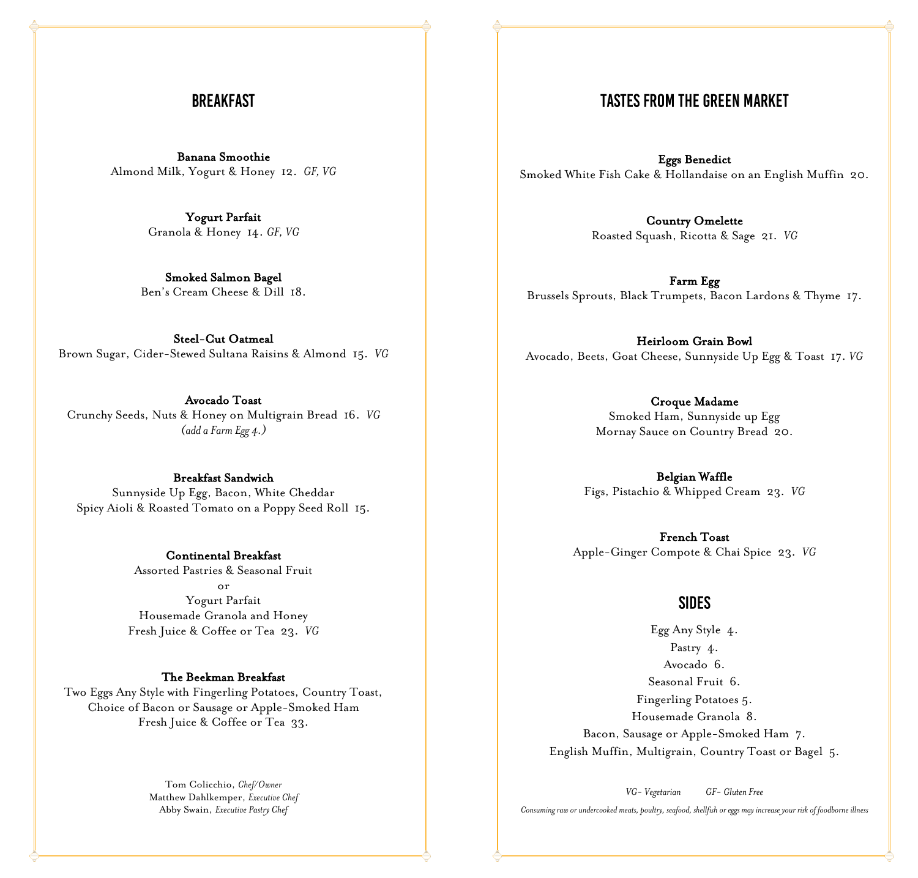## BREAKFAST

**Banana Smoothie**
Almond Milk, Yogurt & Honey 12. *GF, VG*

**Yogurt Parfait**
Granola & Honey 14. *GF, VG*

**Smoked Salmon Bagel**
Ben's Cream Cheese & Dill 18.

**Steel-Cut Oatmeal**
Brown Sugar, Cider-Stewed Sultana Raisins & Almond 15. *VG*

**Avocado Toast**
Crunchy Seeds, Nuts & Honey on Multigrain Bread 16. *VG*
*(add a Farm Egg 4.)*

**Breakfast Sandwich**
Sunnyside Up Egg, Bacon, White Cheddar
Spicy Aioli & Roasted Tomato on a Poppy Seed Roll 15.

**Continental Breakfast**
Assorted Pastries & Seasonal Fruit
or
Yogurt Parfait
Housemade Granola and Honey
Fresh Juice & Coffee or Tea 23. *VG*

**The Beekman Breakfast**
Two Eggs Any Style with Fingerling Potatoes, Country Toast,
Choice of Bacon or Sausage or Apple-Smoked Ham
Fresh Juice & Coffee or Tea 33.

Tom Colicchio, *Chef/Owner*
Matthew Dahlkemper, *Executive Chef*
Abby Swain, *Executive Pastry Chef*

## TASTES FROM THE GREEN MARKET

**Eggs Benedict**
Smoked White Fish Cake & Hollandaise on an English Muffin 20.

**Country Omelette**
Roasted Squash, Ricotta & Sage 21. *VG*

**Farm Egg**
Brussels Sprouts, Black Trumpets, Bacon Lardons & Thyme 17.

**Heirloom Grain Bowl**
Avocado, Beets, Goat Cheese, Sunnyside Up Egg & Toast 17. *VG*

**Croque Madame**
Smoked Ham, Sunnyside up Egg
Mornay Sauce on Country Bread 20.

**Belgian Waffle**
Figs, Pistachio & Whipped Cream 23. *VG*

**French Toast**
Apple-Ginger Compote & Chai Spice 23. *VG*

## SIDES

Egg Any Style 4.
Pastry 4.
Avocado 6.
Seasonal Fruit 6.
Fingerling Potatoes 5.
Housemade Granola 8.
Bacon, Sausage or Apple-Smoked Ham 7.
English Muffin, Multigrain, Country Toast or Bagel 5.

*VG- Vegetarian* *GF- Gluten Free*

*Consuming raw or undercooked meats, poultry, seafood, shellfish or eggs may increase your risk of foodborne illness*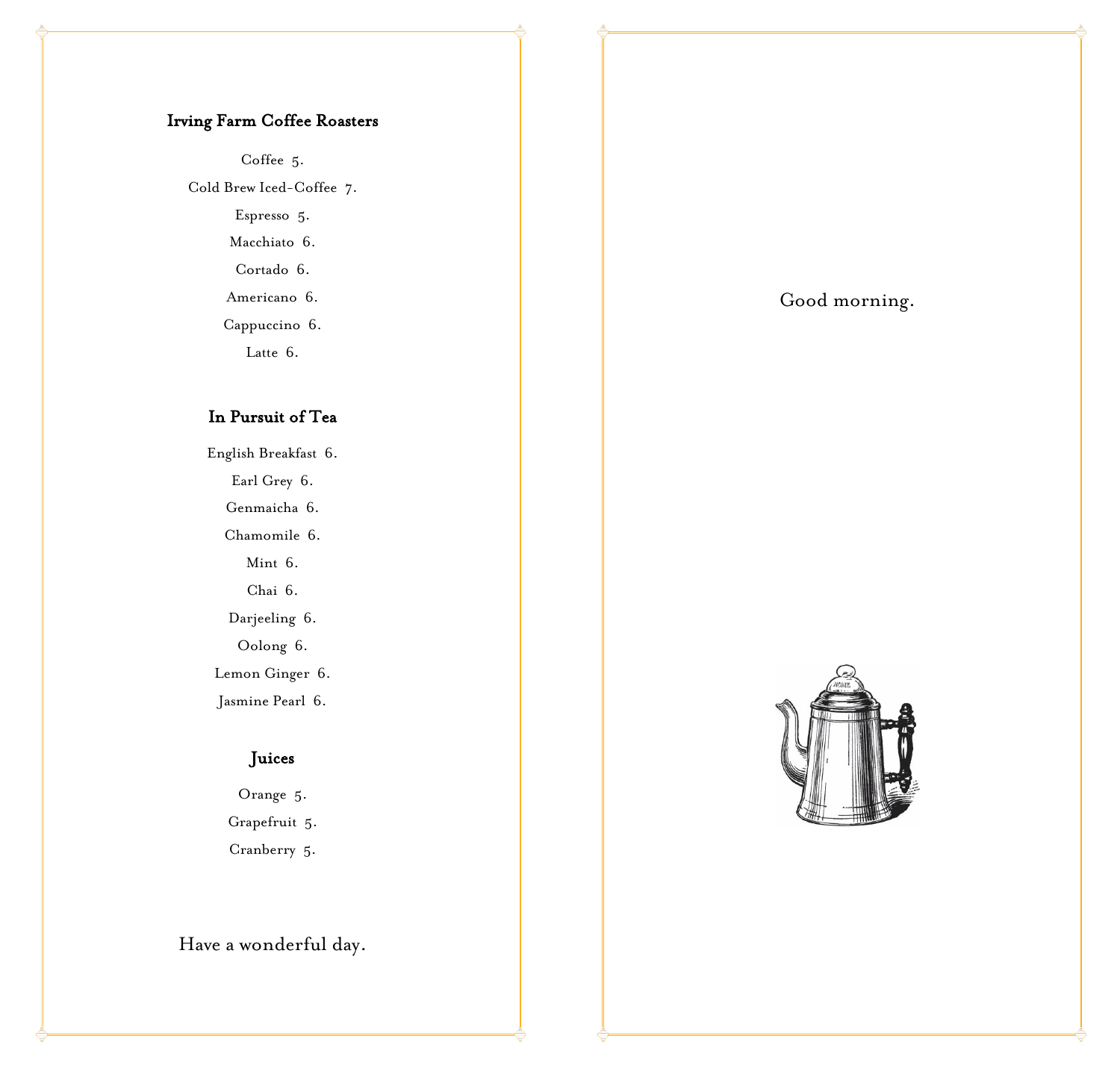## Irving Farm Coffee Roasters

Coffee 5.

Cold Brew Iced-Coffee 7.

Espresso 5.

Macchiato 6.

Cortado 6.

Americano 6.

Cappuccino 6.

Latte 6.

## In Pursuit of Tea

English Breakfast 6.

Earl Grey 6.

Genmaicha 6.

Chamomile 6.

Mint 6.

Chai 6.

Darjeeling 6.

Oolong 6.

Lemon Ginger 6.

Jasmine Pearl 6.

## Juices

Orange 5.

Grapefruit 5.

Cranberry 5.

Have a wonderful day.

Good morning.